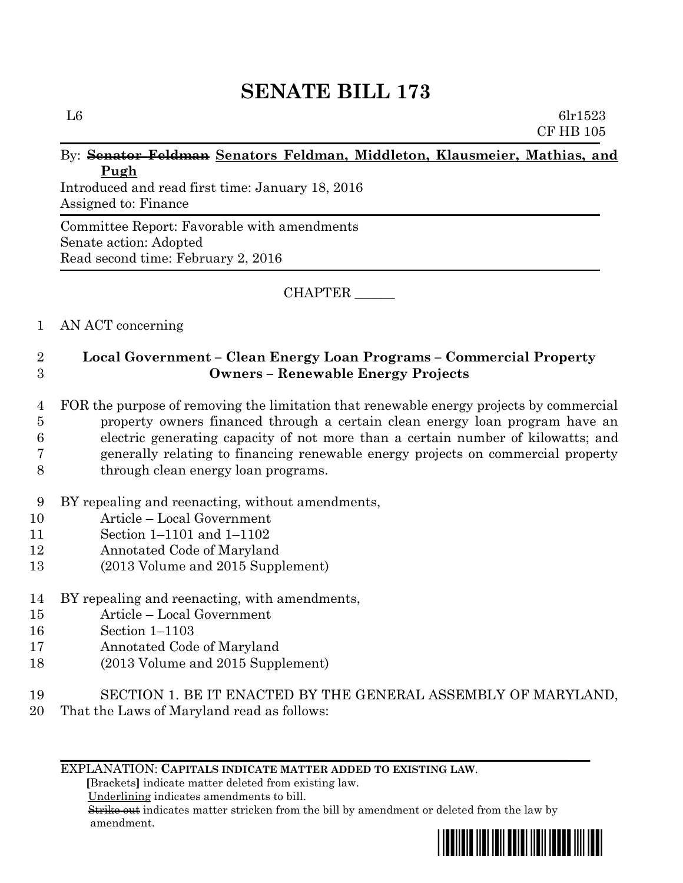# SENATE BILL 173

L6 6lr1523
CF HB 105

By: ~~Senator Feldman~~ <u>Senators Feldman, Middleton, Klausmeier, Mathias, and Pugh</u>

Introduced and read first time: January 18, 2016
Assigned to: Finance

Committee Report: Favorable with amendments
Senate action: Adopted
Read second time: February 2, 2016

CHAPTER ______

1 AN ACT concerning

2 **Local Government – Clean Energy Loan Programs – Commercial Property**
3 **Owners – Renewable Energy Projects**

4 FOR the purpose of removing the limitation that renewable energy projects by commercial
5 property owners financed through a certain clean energy loan program have an
6 electric generating capacity of not more than a certain number of kilowatts; and
7 generally relating to financing renewable energy projects on commercial property
8 through clean energy loan programs.

9 BY repealing and reenacting, without amendments,
10 Article – Local Government
11 Section 1–1101 and 1–1102
12 Annotated Code of Maryland
13 (2013 Volume and 2015 Supplement)

14 BY repealing and reenacting, with amendments,
15 Article – Local Government
16 Section 1–1103
17 Annotated Code of Maryland
18 (2013 Volume and 2015 Supplement)

19 SECTION 1. BE IT ENACTED BY THE GENERAL ASSEMBLY OF MARYLAND,
20 That the Laws of Maryland read as follows:

EXPLANATION: **CAPITALS INDICATE MATTER ADDED TO EXISTING LAW.**
**[**Brackets**]** indicate matter deleted from existing law.
<u>Underlining</u> indicates amendments to bill.
~~Strike out~~ indicates matter stricken from the bill by amendment or deleted from the law by amendment.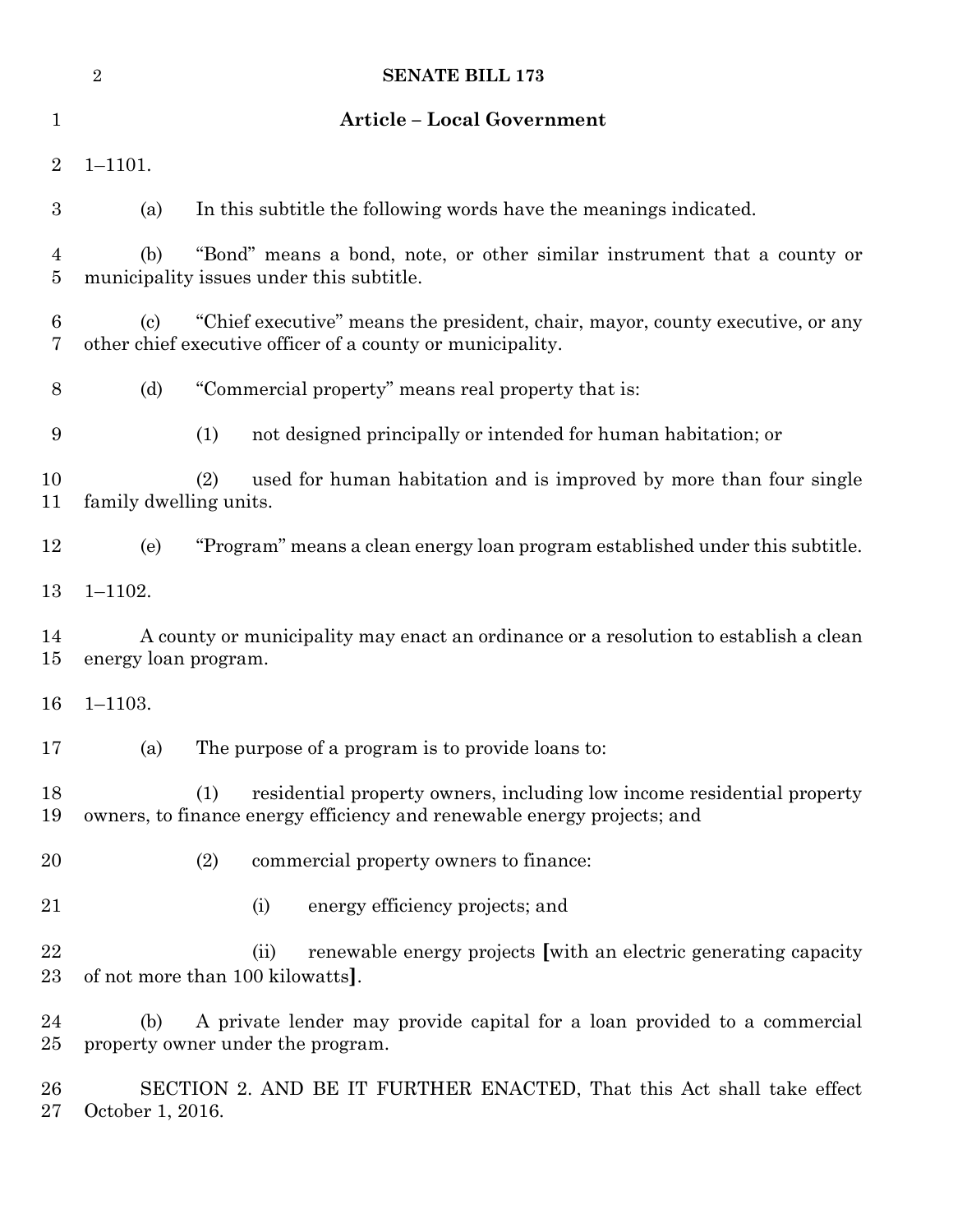## Article – Local Government

1–1101.

(a) In this subtitle the following words have the meanings indicated.

(b) "Bond" means a bond, note, or other similar instrument that a county or municipality issues under this subtitle.

(c) "Chief executive" means the president, chair, mayor, county executive, or any other chief executive officer of a county or municipality.

(d) "Commercial property" means real property that is:

(1) not designed principally or intended for human habitation; or

(2) used for human habitation and is improved by more than four single family dwelling units.

(e) "Program" means a clean energy loan program established under this subtitle.

1–1102.

A county or municipality may enact an ordinance or a resolution to establish a clean energy loan program.

1–1103.

(a) The purpose of a program is to provide loans to:

(1) residential property owners, including low income residential property owners, to finance energy efficiency and renewable energy projects; and

(2) commercial property owners to finance:

(i) energy efficiency projects; and

(ii) renewable energy projects **[**with an electric generating capacity of not more than 100 kilowatts**]**.

(b) A private lender may provide capital for a loan provided to a commercial property owner under the program.

SECTION 2. AND BE IT FURTHER ENACTED, That this Act shall take effect October 1, 2016.